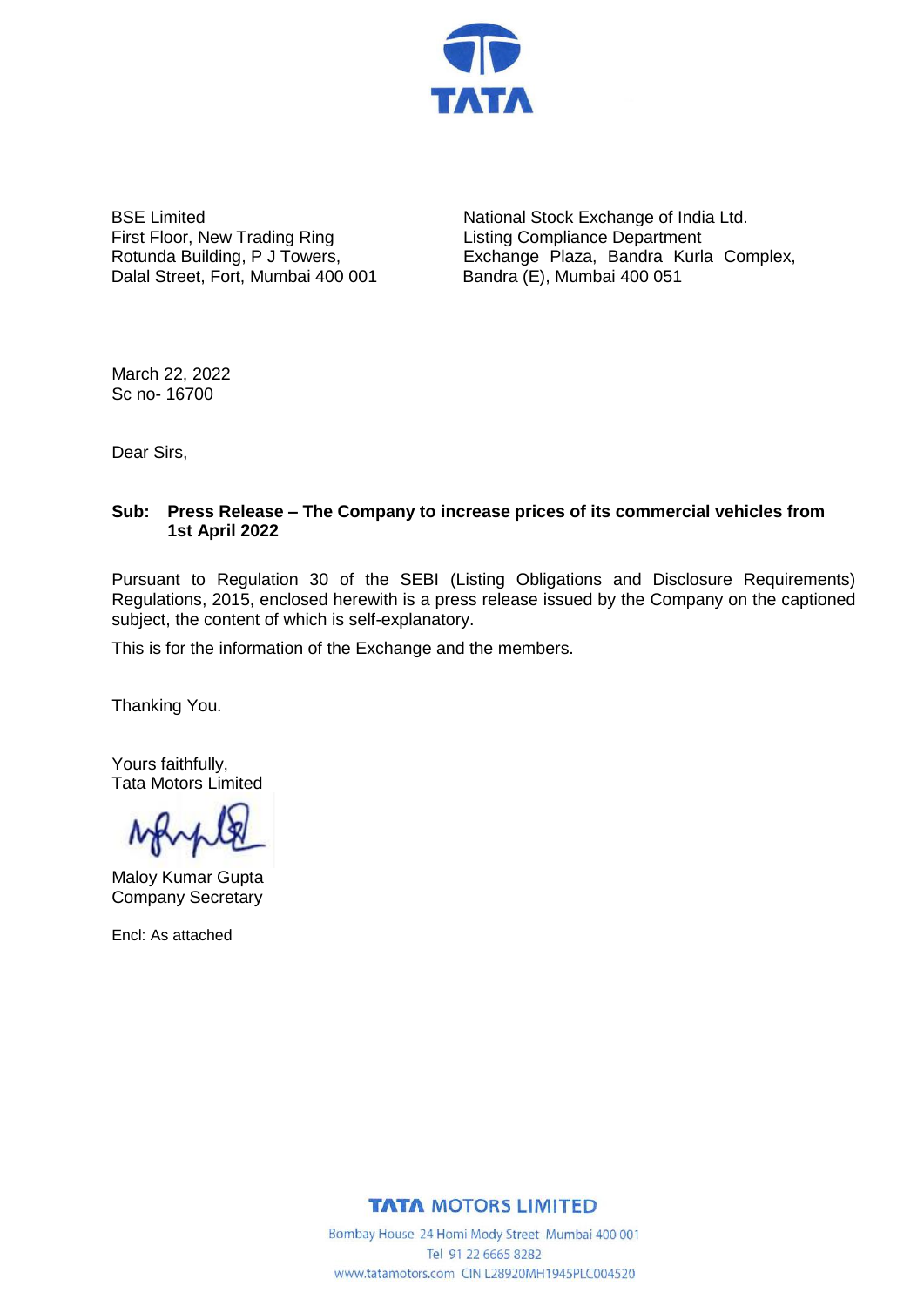BSE Limited
First Floor, New Trading Ring
Rotunda Building, P J Towers,
Dalal Street, Fort, Mumbai 400 001

National Stock Exchange of India Ltd.
Listing Compliance Department
Exchange Plaza, Bandra Kurla Complex,
Bandra (E), Mumbai 400 051

March 22, 2022
Sc no- 16700

Dear Sirs,

**Sub: Press Release – The Company to increase prices of its commercial vehicles from 1st April 2022**

Pursuant to Regulation 30 of the SEBI (Listing Obligations and Disclosure Requirements) Regulations, 2015, enclosed herewith is a press release issued by the Company on the captioned subject, the content of which is self-explanatory.

This is for the information of the Exchange and the members.

Thanking You.

Yours faithfully,
Tata Motors Limited

Maloy Kumar Gupta
Company Secretary

Encl: As attached

**TATA MOTORS LIMITED**
Bombay House 24 Homi Mody Street Mumbai 400 001
Tel 91 22 6665 8282
www.tatamotors.com CIN L28920MH1945PLC004520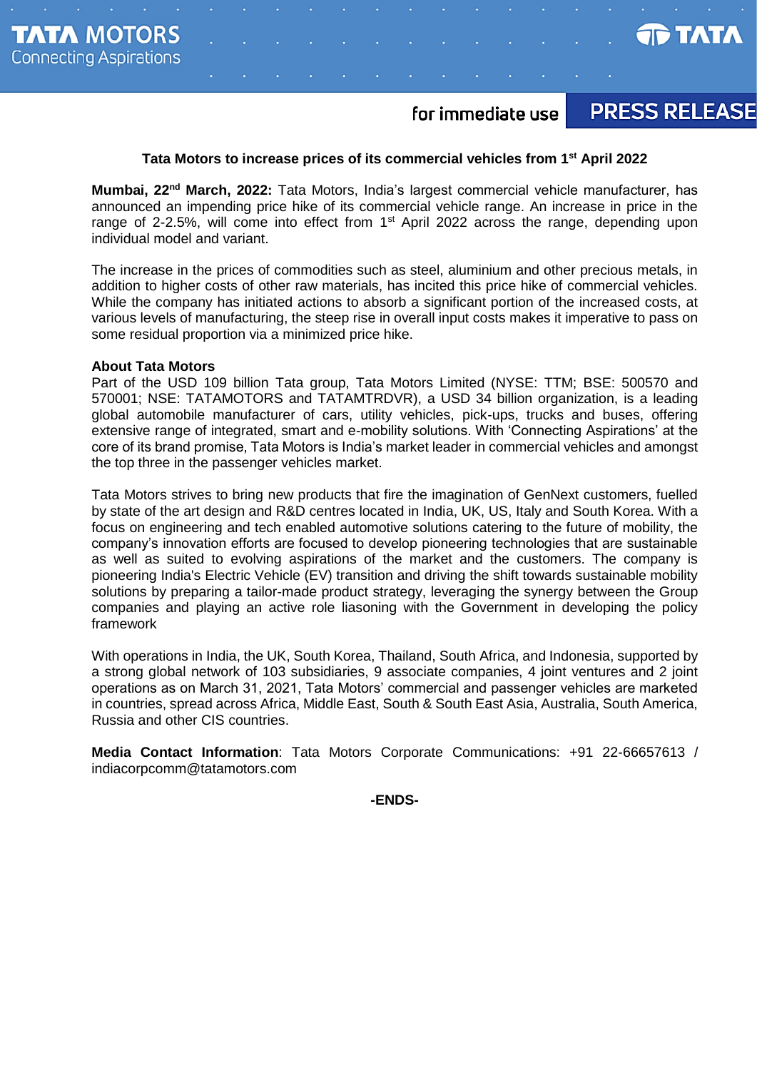for immediate use **PRESS RELEASE**

**Tata Motors to increase prices of its commercial vehicles from 1st April 2022**

**Mumbai, 22nd March, 2022:** Tata Motors, India's largest commercial vehicle manufacturer, has announced an impending price hike of its commercial vehicle range. An increase in price in the range of 2-2.5%, will come into effect from 1st April 2022 across the range, depending upon individual model and variant.

The increase in the prices of commodities such as steel, aluminium and other precious metals, in addition to higher costs of other raw materials, has incited this price hike of commercial vehicles. While the company has initiated actions to absorb a significant portion of the increased costs, at various levels of manufacturing, the steep rise in overall input costs makes it imperative to pass on some residual proportion via a minimized price hike.

**About Tata Motors**

Part of the USD 109 billion Tata group, Tata Motors Limited (NYSE: TTM; BSE: 500570 and 570001; NSE: TATAMOTORS and TATAMTRDVR), a USD 34 billion organization, is a leading global automobile manufacturer of cars, utility vehicles, pick-ups, trucks and buses, offering extensive range of integrated, smart and e-mobility solutions. With 'Connecting Aspirations' at the core of its brand promise, Tata Motors is India's market leader in commercial vehicles and amongst the top three in the passenger vehicles market.

Tata Motors strives to bring new products that fire the imagination of GenNext customers, fuelled by state of the art design and R&D centres located in India, UK, US, Italy and South Korea. With a focus on engineering and tech enabled automotive solutions catering to the future of mobility, the company's innovation efforts are focused to develop pioneering technologies that are sustainable as well as suited to evolving aspirations of the market and the customers. The company is pioneering India's Electric Vehicle (EV) transition and driving the shift towards sustainable mobility solutions by preparing a tailor-made product strategy, leveraging the synergy between the Group companies and playing an active role liasoning with the Government in developing the policy framework

With operations in India, the UK, South Korea, Thailand, South Africa, and Indonesia, supported by a strong global network of 103 subsidiaries, 9 associate companies, 4 joint ventures and 2 joint operations as on March 31, 2021, Tata Motors' commercial and passenger vehicles are marketed in countries, spread across Africa, Middle East, South & South East Asia, Australia, South America, Russia and other CIS countries.

**Media Contact Information**: Tata Motors Corporate Communications: +91 22-66657613 / indiacorpcomm@tatamotors.com

**-ENDS-**